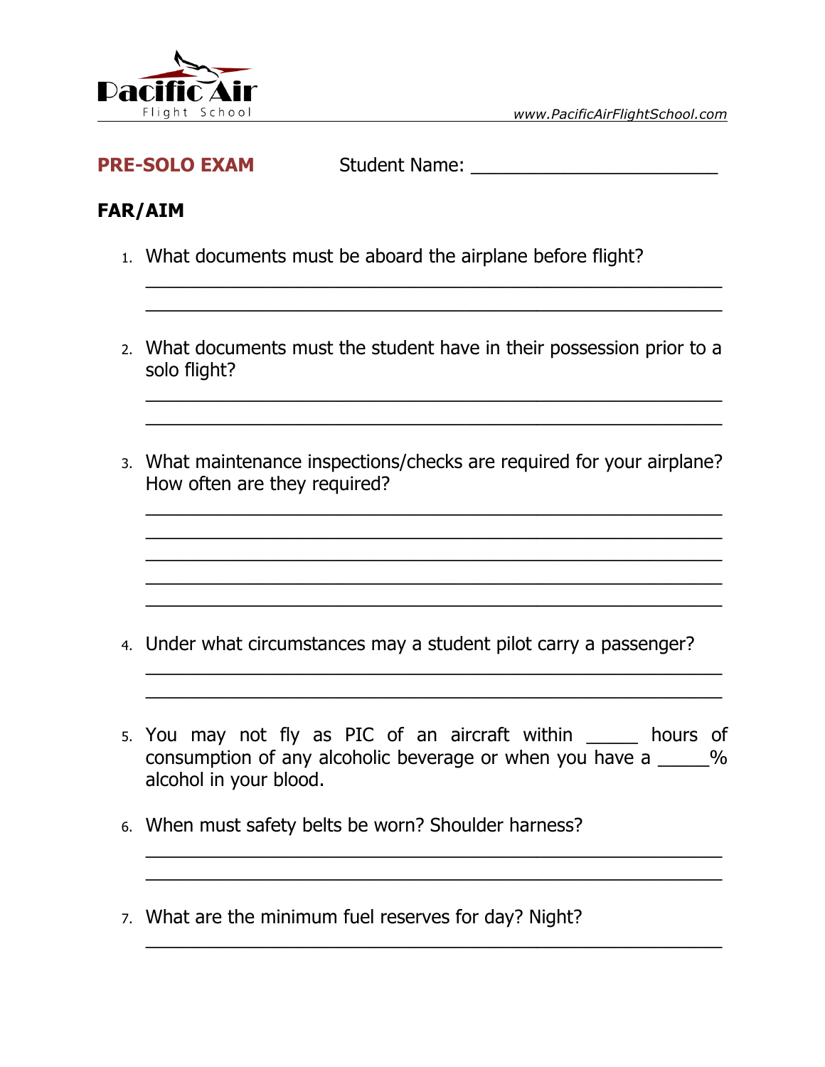Pacific Air Flight School

www.PacificAirFlightSchool.com

**PRE-SOLO EXAM** Student Name: ________________________

## FAR/AIM

1. What documents must be aboard the airplane before flight?

   ____________________________________________________________
   ____________________________________________________________

2. What documents must the student have in their possession prior to a solo flight?

   ____________________________________________________________
   ____________________________________________________________

3. What maintenance inspections/checks are required for your airplane? How often are they required?

   ____________________________________________________________
   ____________________________________________________________
   ____________________________________________________________
   ____________________________________________________________
   ____________________________________________________________

4. Under what circumstances may a student pilot carry a passenger?

   ____________________________________________________________
   ____________________________________________________________

5. You may not fly as PIC of an aircraft within _____ hours of consumption of any alcoholic beverage or when you have a _____% alcohol in your blood.

6. When must safety belts be worn? Shoulder harness?

   ____________________________________________________________
   ____________________________________________________________

7. What are the minimum fuel reserves for day? Night?

   ____________________________________________________________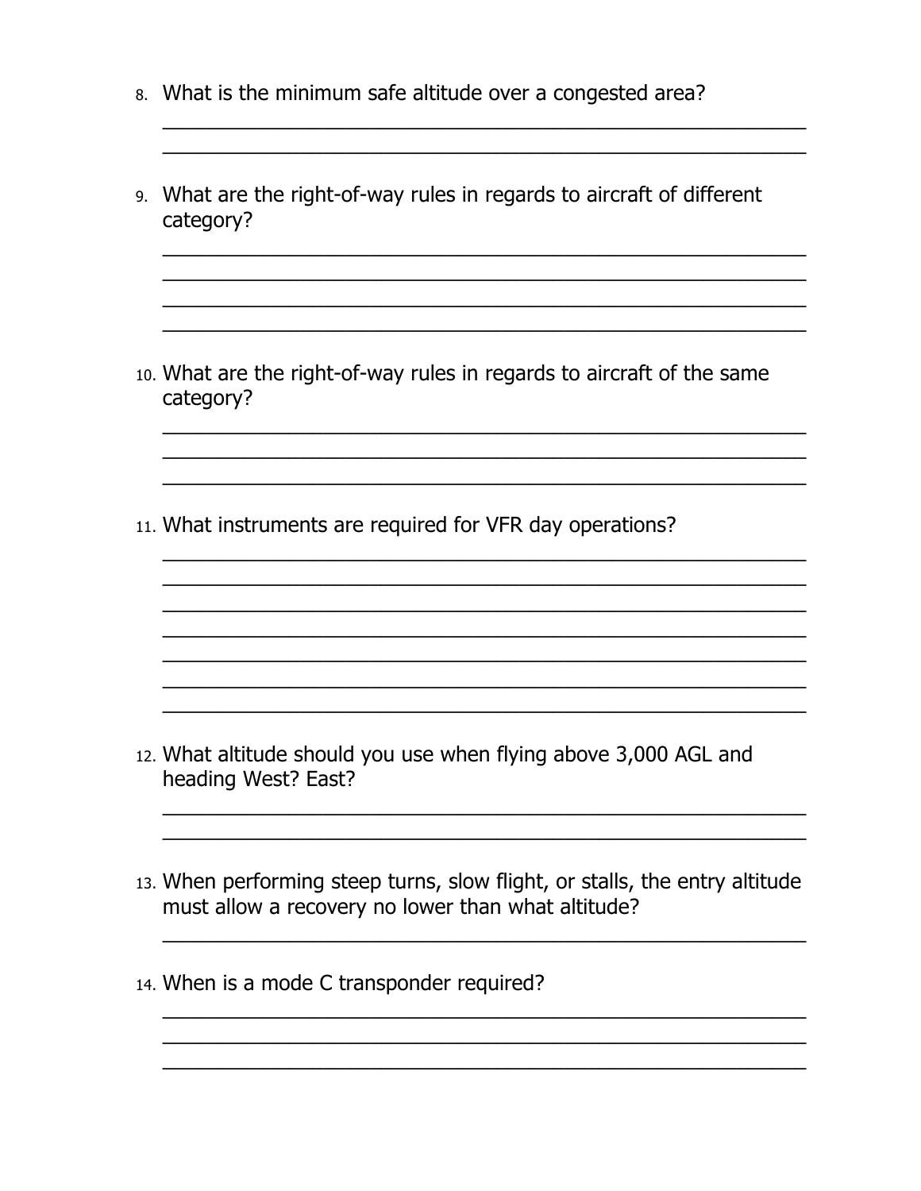8. What is the minimum safe altitude over a congested area?

9. What are the right-of-way rules in regards to aircraft of different category?

10. What are the right-of-way rules in regards to aircraft of the same category?

11. What instruments are required for VFR day operations?

12. What altitude should you use when flying above 3,000 AGL and heading West? East?

13. When performing steep turns, slow flight, or stalls, the entry altitude must allow a recovery no lower than what altitude?

14. When is a mode C transponder required?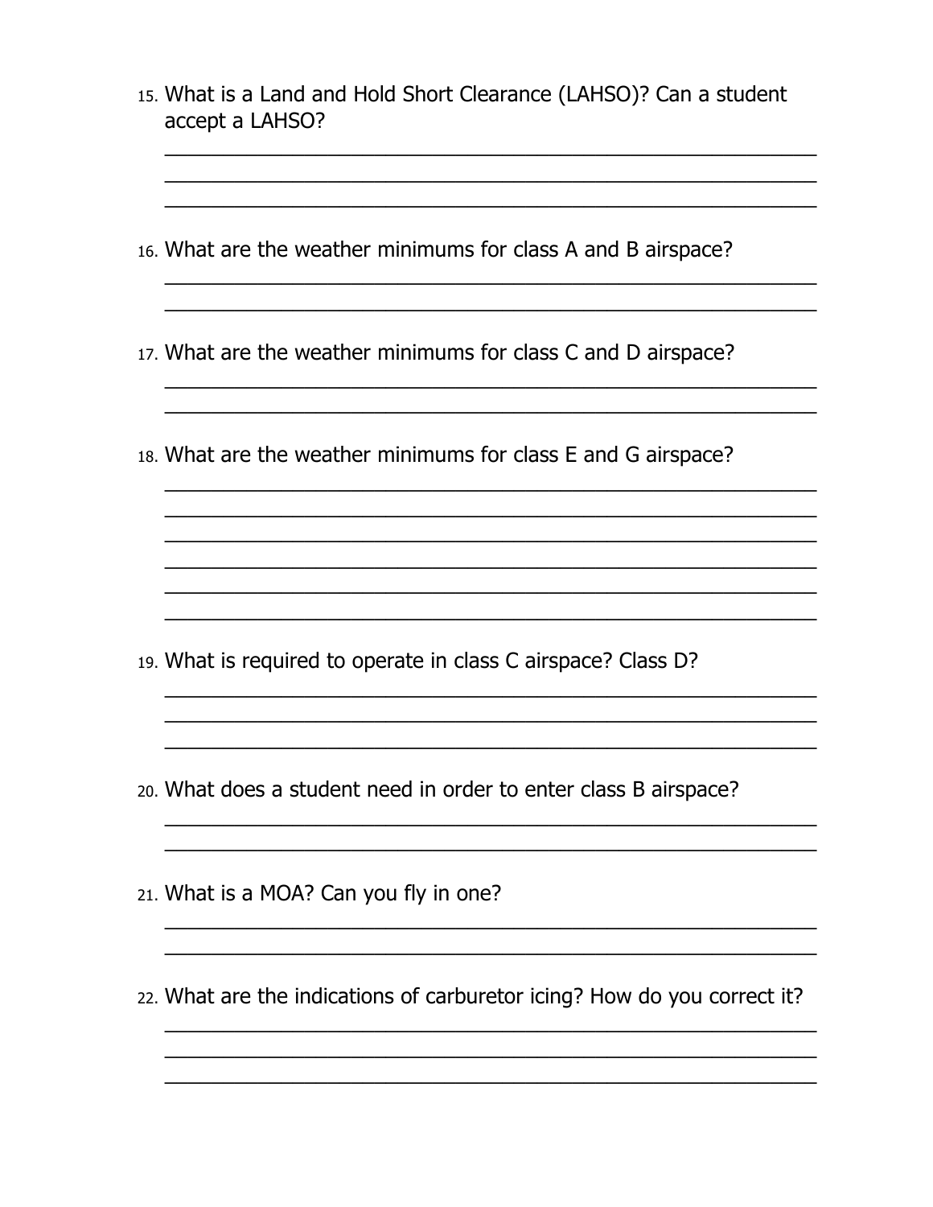15. What is a Land and Hold Short Clearance (LAHSO)? Can a student accept a LAHSO?

16. What are the weather minimums for class A and B airspace?

17. What are the weather minimums for class C and D airspace?

18. What are the weather minimums for class E and G airspace?

19. What is required to operate in class C airspace? Class D?

20. What does a student need in order to enter class B airspace?

21. What is a MOA? Can you fly in one?

22. What are the indications of carburetor icing? How do you correct it?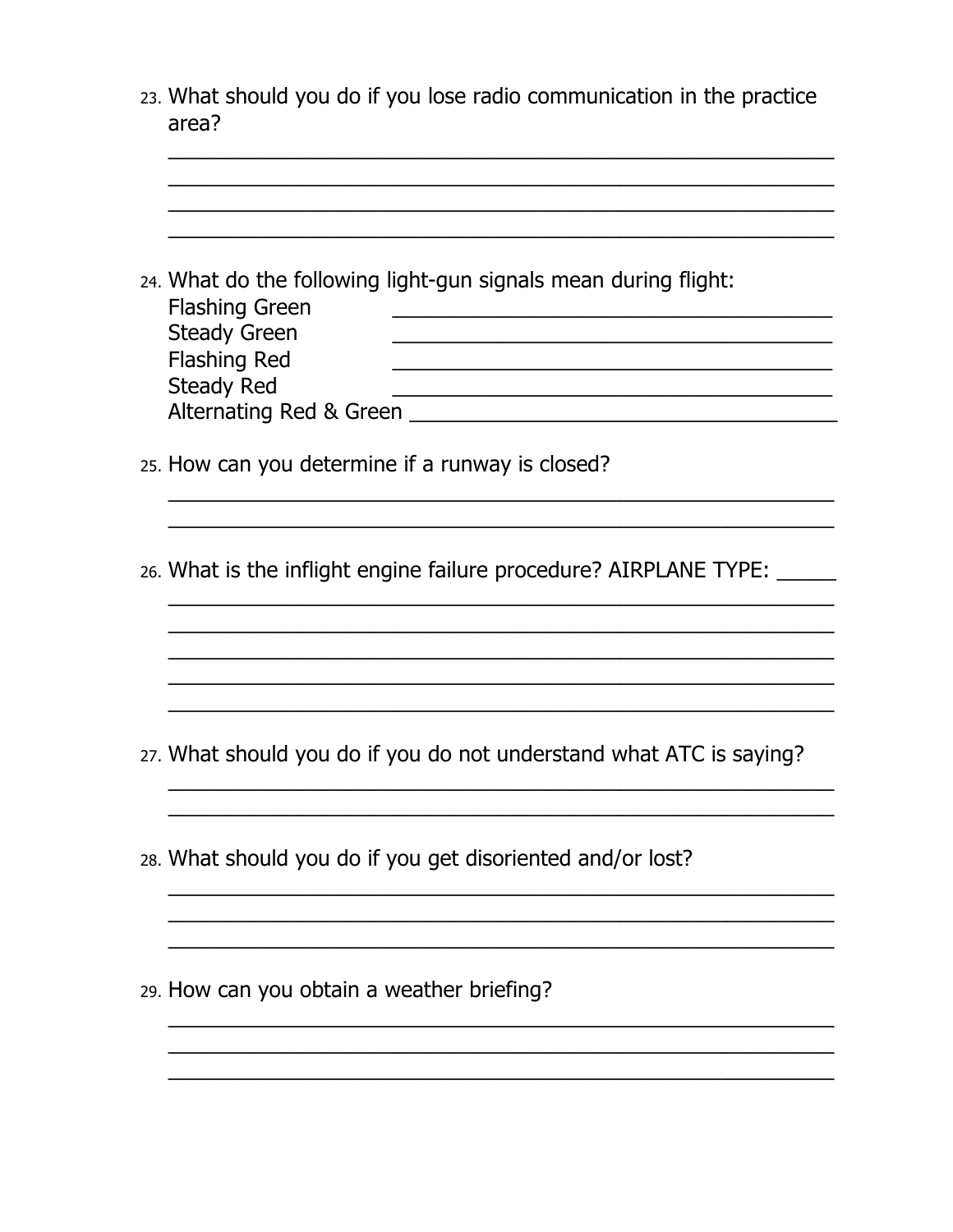23. What should you do if you lose radio communication in the practice area?

\_\_\_\_\_\_\_\_\_\_\_\_\_\_\_\_\_\_\_\_\_\_\_\_\_\_\_\_\_\_\_\_\_\_\_\_\_\_\_\_\_\_\_\_\_\_\_\_\_\_\_\_\_\_\_\_\_\_\_\_
\_\_\_\_\_\_\_\_\_\_\_\_\_\_\_\_\_\_\_\_\_\_\_\_\_\_\_\_\_\_\_\_\_\_\_\_\_\_\_\_\_\_\_\_\_\_\_\_\_\_\_\_\_\_\_\_\_\_\_\_
\_\_\_\_\_\_\_\_\_\_\_\_\_\_\_\_\_\_\_\_\_\_\_\_\_\_\_\_\_\_\_\_\_\_\_\_\_\_\_\_\_\_\_\_\_\_\_\_\_\_\_\_\_\_\_\_\_\_\_\_
\_\_\_\_\_\_\_\_\_\_\_\_\_\_\_\_\_\_\_\_\_\_\_\_\_\_\_\_\_\_\_\_\_\_\_\_\_\_\_\_\_\_\_\_\_\_\_\_\_\_\_\_\_\_\_\_\_\_\_\_

24. What do the following light-gun signals mean during flight:
    Flashing Green \_\_\_\_\_\_\_\_\_\_\_\_\_\_\_\_\_\_\_\_\_\_\_\_\_\_\_\_\_\_\_\_\_\_\_\_\_\_\_\_
    Steady Green \_\_\_\_\_\_\_\_\_\_\_\_\_\_\_\_\_\_\_\_\_\_\_\_\_\_\_\_\_\_\_\_\_\_\_\_\_\_\_\_
    Flashing Red \_\_\_\_\_\_\_\_\_\_\_\_\_\_\_\_\_\_\_\_\_\_\_\_\_\_\_\_\_\_\_\_\_\_\_\_\_\_\_\_
    Steady Red \_\_\_\_\_\_\_\_\_\_\_\_\_\_\_\_\_\_\_\_\_\_\_\_\_\_\_\_\_\_\_\_\_\_\_\_\_\_\_\_
    Alternating Red & Green \_\_\_\_\_\_\_\_\_\_\_\_\_\_\_\_\_\_\_\_\_\_\_\_\_\_\_\_\_\_\_\_\_\_\_\_\_\_\_\_

25. How can you determine if a runway is closed?

\_\_\_\_\_\_\_\_\_\_\_\_\_\_\_\_\_\_\_\_\_\_\_\_\_\_\_\_\_\_\_\_\_\_\_\_\_\_\_\_\_\_\_\_\_\_\_\_\_\_\_\_\_\_\_\_\_\_\_\_
\_\_\_\_\_\_\_\_\_\_\_\_\_\_\_\_\_\_\_\_\_\_\_\_\_\_\_\_\_\_\_\_\_\_\_\_\_\_\_\_\_\_\_\_\_\_\_\_\_\_\_\_\_\_\_\_\_\_\_\_

26. What is the inflight engine failure procedure? AIRPLANE TYPE: \_\_\_\_\_

\_\_\_\_\_\_\_\_\_\_\_\_\_\_\_\_\_\_\_\_\_\_\_\_\_\_\_\_\_\_\_\_\_\_\_\_\_\_\_\_\_\_\_\_\_\_\_\_\_\_\_\_\_\_\_\_\_\_\_\_
\_\_\_\_\_\_\_\_\_\_\_\_\_\_\_\_\_\_\_\_\_\_\_\_\_\_\_\_\_\_\_\_\_\_\_\_\_\_\_\_\_\_\_\_\_\_\_\_\_\_\_\_\_\_\_\_\_\_\_\_
\_\_\_\_\_\_\_\_\_\_\_\_\_\_\_\_\_\_\_\_\_\_\_\_\_\_\_\_\_\_\_\_\_\_\_\_\_\_\_\_\_\_\_\_\_\_\_\_\_\_\_\_\_\_\_\_\_\_\_\_
\_\_\_\_\_\_\_\_\_\_\_\_\_\_\_\_\_\_\_\_\_\_\_\_\_\_\_\_\_\_\_\_\_\_\_\_\_\_\_\_\_\_\_\_\_\_\_\_\_\_\_\_\_\_\_\_\_\_\_\_
\_\_\_\_\_\_\_\_\_\_\_\_\_\_\_\_\_\_\_\_\_\_\_\_\_\_\_\_\_\_\_\_\_\_\_\_\_\_\_\_\_\_\_\_\_\_\_\_\_\_\_\_\_\_\_\_\_\_\_\_

27. What should you do if you do not understand what ATC is saying?

\_\_\_\_\_\_\_\_\_\_\_\_\_\_\_\_\_\_\_\_\_\_\_\_\_\_\_\_\_\_\_\_\_\_\_\_\_\_\_\_\_\_\_\_\_\_\_\_\_\_\_\_\_\_\_\_\_\_\_\_
\_\_\_\_\_\_\_\_\_\_\_\_\_\_\_\_\_\_\_\_\_\_\_\_\_\_\_\_\_\_\_\_\_\_\_\_\_\_\_\_\_\_\_\_\_\_\_\_\_\_\_\_\_\_\_\_\_\_\_\_

28. What should you do if you get disoriented and/or lost?

\_\_\_\_\_\_\_\_\_\_\_\_\_\_\_\_\_\_\_\_\_\_\_\_\_\_\_\_\_\_\_\_\_\_\_\_\_\_\_\_\_\_\_\_\_\_\_\_\_\_\_\_\_\_\_\_\_\_\_\_
\_\_\_\_\_\_\_\_\_\_\_\_\_\_\_\_\_\_\_\_\_\_\_\_\_\_\_\_\_\_\_\_\_\_\_\_\_\_\_\_\_\_\_\_\_\_\_\_\_\_\_\_\_\_\_\_\_\_\_\_
\_\_\_\_\_\_\_\_\_\_\_\_\_\_\_\_\_\_\_\_\_\_\_\_\_\_\_\_\_\_\_\_\_\_\_\_\_\_\_\_\_\_\_\_\_\_\_\_\_\_\_\_\_\_\_\_\_\_\_\_

29. How can you obtain a weather briefing?

\_\_\_\_\_\_\_\_\_\_\_\_\_\_\_\_\_\_\_\_\_\_\_\_\_\_\_\_\_\_\_\_\_\_\_\_\_\_\_\_\_\_\_\_\_\_\_\_\_\_\_\_\_\_\_\_\_\_\_\_
\_\_\_\_\_\_\_\_\_\_\_\_\_\_\_\_\_\_\_\_\_\_\_\_\_\_\_\_\_\_\_\_\_\_\_\_\_\_\_\_\_\_\_\_\_\_\_\_\_\_\_\_\_\_\_\_\_\_\_\_
\_\_\_\_\_\_\_\_\_\_\_\_\_\_\_\_\_\_\_\_\_\_\_\_\_\_\_\_\_\_\_\_\_\_\_\_\_\_\_\_\_\_\_\_\_\_\_\_\_\_\_\_\_\_\_\_\_\_\_\_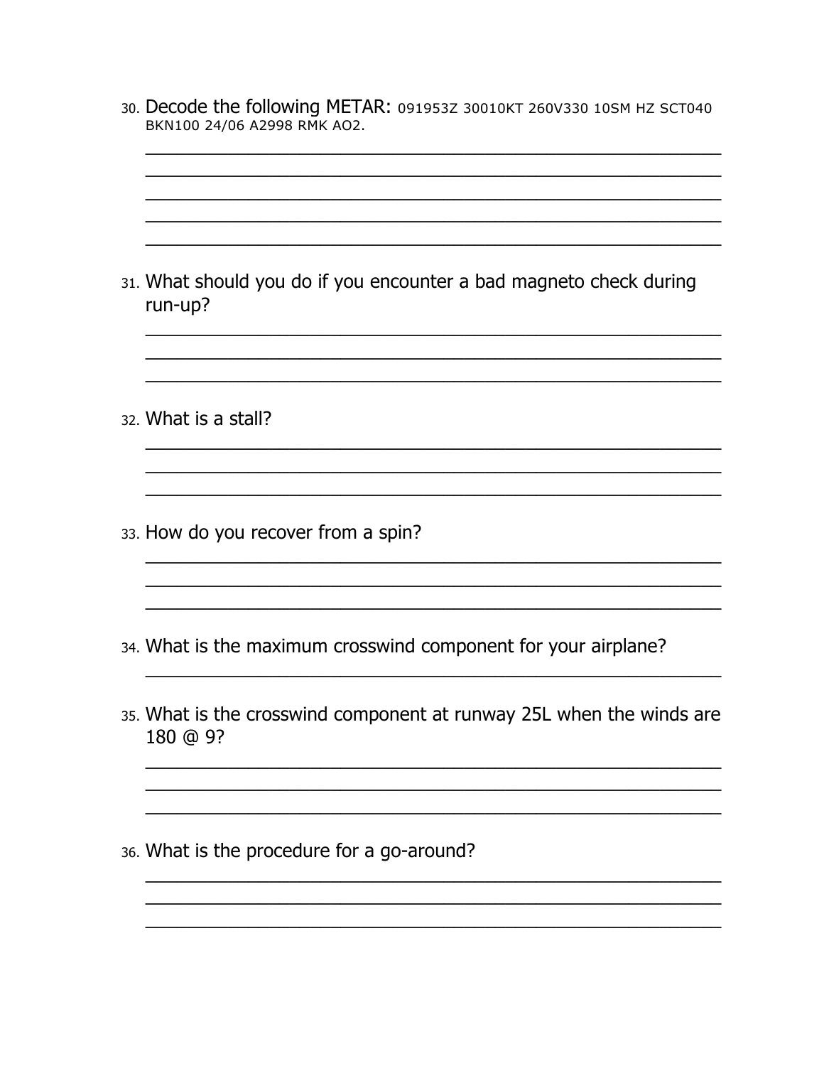30. Decode the following METAR: 091953Z 30010KT 260V330 10SM HZ SCT040 BKN100 24/06 A2998 RMK AO2.

______________________________________________________________

______________________________________________________________

______________________________________________________________

______________________________________________________________

______________________________________________________________

31. What should you do if you encounter a bad magneto check during run-up?

______________________________________________________________

______________________________________________________________

______________________________________________________________

32. What is a stall?

______________________________________________________________

______________________________________________________________

______________________________________________________________

33. How do you recover from a spin?

______________________________________________________________

______________________________________________________________

______________________________________________________________

34. What is the maximum crosswind component for your airplane?

______________________________________________________________

35. What is the crosswind component at runway 25L when the winds are 180 @ 9?

______________________________________________________________

______________________________________________________________

______________________________________________________________

36. What is the procedure for a go-around?

______________________________________________________________

______________________________________________________________

______________________________________________________________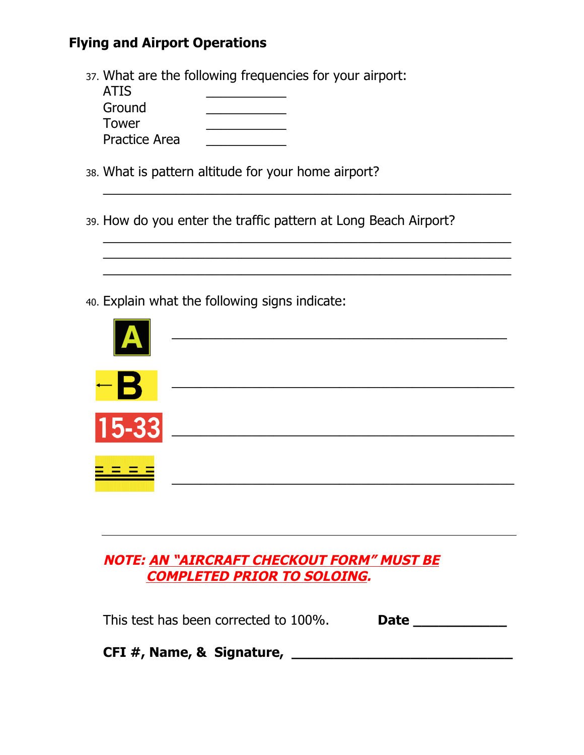## Flying and Airport Operations

37. What are the following frequencies for your airport:

| | |
|---|---|
| ATIS | ___________ |
| Ground | ___________ |
| Tower | ___________ |
| Practice Area | ___________ |

38. What is pattern altitude for your home airport?

_______________________________________________________________

39. How do you enter the traffic pattern at Long Beach Airport?

_______________________________________________________________
_______________________________________________________________
_______________________________________________________________

40. Explain what the following signs indicate:

A _______________________________________________________________

←B _______________________________________________________________

15-33 _______________________________________________________________

_______________________________________________________________

***NOTE: AN "AIRCRAFT CHECKOUT FORM" MUST BE COMPLETED PRIOR TO SOLOING.***

This test has been corrected to 100%. **Date** ___________

**CFI #, Name, & Signature,** ___________________________